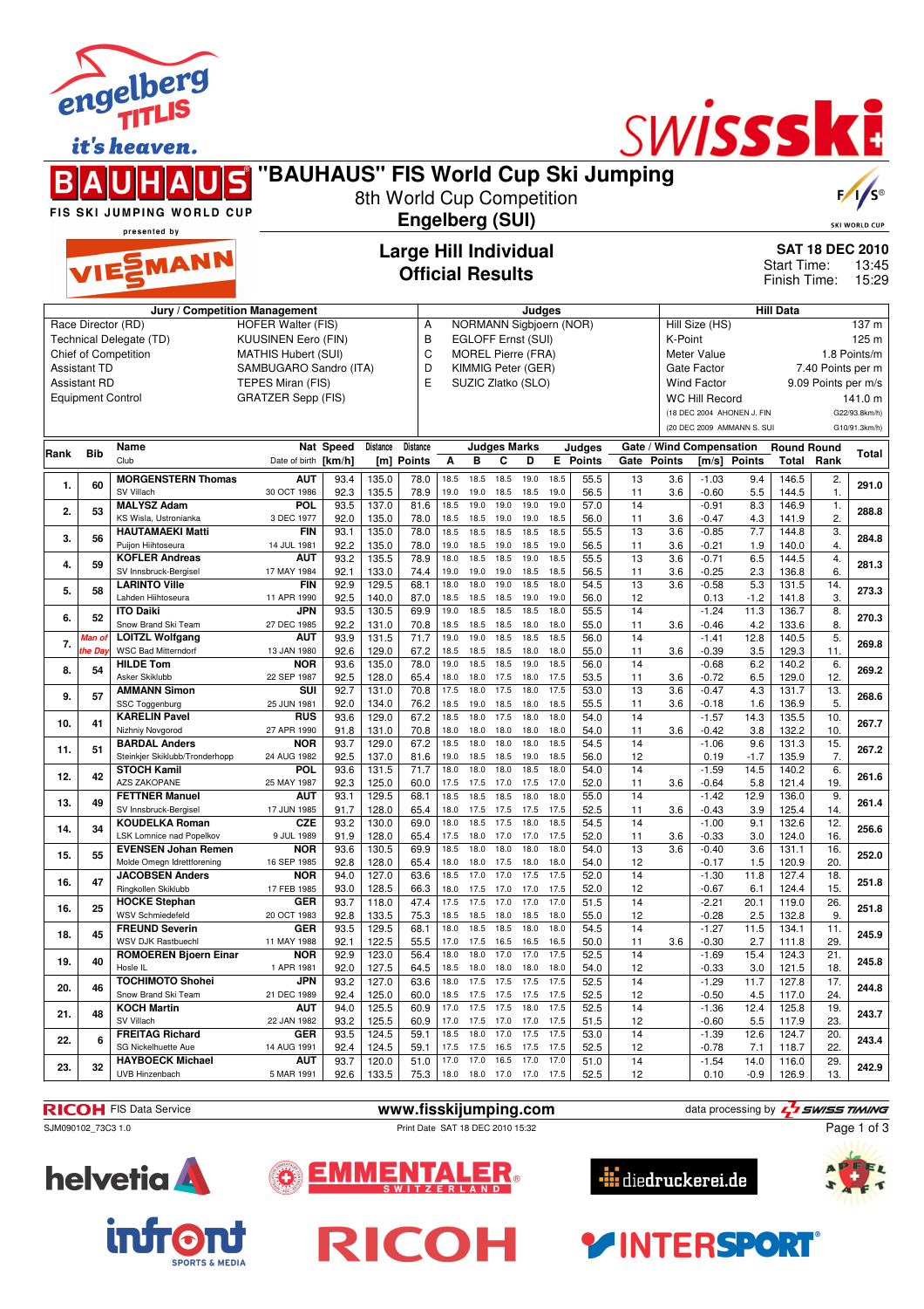# "BAUHAUS" FIS World Cup Ski Jumping

8th World Cup Competition

**Engelberg (SUI)**

## Large Hill Individual
## Official Results

**SAT 18 DEC 2010**

Start Time: 13:45

Finish Time: 15:29

| Jury / Competition Management | | Judges | | Hill Data | |
|---|---|---|---|---|---|
| Race Director (RD) | HOFER Walter (FIS) | A | NORMANN Sigbjoern (NOR) | Hill Size (HS) | 137 m |
| Technical Delegate (TD) | KUUSINEN Eero (FIN) | B | EGLOFF Ernst (SUI) | K-Point | 125 m |
| Chief of Competition | MATHIS Hubert (SUI) | C | MOREL Pierre (FRA) | Meter Value | 1.8 Points/m |
| Assistant TD | SAMBUGARO Sandro (ITA) | D | KIMMIG Peter (GER) | Gate Factor | 7.40 Points per m |
| Assistant RD | TEPES Miran (FIS) | E | SUZIC Zlatko (SLO) | Wind Factor | 9.09 Points per m/s |
| Equipment Control | GRATZER Sepp (FIS) | | | WC Hill Record | 141.0 m |
| | | | | (18 DEC 2004 AHONEN J. FIN | G22/93.8km/h) |
| | | | | (20 DEC 2009 AMMANN S. SUI | G10/91.3km/h) |

| Rank | Bib | Name / Club | Nat / Date of birth | Speed [km/h] | Distance [m] | Distance Points | A | B | C | D | E | Judges Points | Gate | Gate Points | Wind [m/s] | Wind Points | Round Total | Round Rank | Total |
|---|---|---|---|---|---|---|---|---|---|---|---|---|---|---|---|---|---|---|---|
| 1. | 60 | **MORGENSTERN Thomas** | AUT | 93.4 | 135.0 | 78.0 | 18.5 | 18.5 | 18.5 | 19.0 | 18.5 | 55.5 | 13 | 3.6 | -1.03 | 9.4 | 146.5 | 2. | 291.0 |
| | | SV Villach | 30 OCT 1986 | 92.3 | 135.5 | 78.9 | 19.0 | 19.0 | 18.5 | 18.5 | 19.0 | 56.5 | 11 | 3.6 | -0.60 | 5.5 | 144.5 | 1. | |
| 2. | 53 | **MALYSZ Adam** | POL | 93.5 | 137.0 | 81.6 | 18.5 | 19.0 | 19.0 | 19.0 | 19.0 | 57.0 | 14 | | -0.91 | 8.3 | 146.9 | 1. | 288.8 |
| | | KS Wisla, Ustronianka | 3 DEC 1977 | 92.0 | 135.0 | 78.0 | 18.5 | 18.5 | 19.0 | 19.0 | 18.5 | 56.0 | 11 | 3.6 | -0.47 | 4.3 | 141.9 | 2. | |
| 3. | 56 | **HAUTAMAEKI Matti** | FIN | 93.1 | 135.0 | 78.0 | 18.5 | 18.5 | 18.5 | 18.5 | 18.5 | 55.5 | 13 | 3.6 | -0.85 | 7.7 | 144.8 | 3. | 284.8 |
| | | Puijon Hiihtoseura | 14 JUL 1981 | 92.2 | 135.0 | 78.0 | 19.0 | 18.5 | 19.0 | 18.5 | 19.0 | 56.5 | 11 | 3.6 | -0.21 | 1.9 | 140.0 | 4. | |
| 4. | 59 | **KOFLER Andreas** | AUT | 93.2 | 135.5 | 78.9 | 18.0 | 18.5 | 18.5 | 19.0 | 18.5 | 55.5 | 13 | 3.6 | -0.71 | 6.5 | 144.5 | 4. | 281.3 |
| | | SV Innsbruck-Bergisel | 17 MAY 1984 | 92.1 | 133.0 | 74.4 | 19.0 | 19.0 | 19.0 | 18.5 | 18.5 | 56.5 | 11 | 3.6 | -0.25 | 2.3 | 136.8 | 6. | |
| 5. | 58 | **LARINTO Ville** | FIN | 92.9 | 129.5 | 68.1 | 18.0 | 18.0 | 19.0 | 18.5 | 18.0 | 54.5 | 13 | 3.6 | -0.58 | 5.3 | 131.5 | 14. | 273.3 |
| | | Lahden Hiihtoseura | 11 APR 1990 | 92.5 | 140.0 | 87.0 | 18.5 | 18.5 | 18.5 | 19.0 | 19.0 | 56.0 | 12 | | 0.13 | -1.2 | 141.8 | 3. | |
| 6. | 52 | **ITO Daiki** | JPN | 93.5 | 130.5 | 69.9 | 19.0 | 18.5 | 18.5 | 18.5 | 18.0 | 55.5 | 14 | | -1.24 | 11.3 | 136.7 | 8. | 270.3 |
| | | Snow Brand Ski Team | 27 DEC 1985 | 92.2 | 131.0 | 70.8 | 18.5 | 18.5 | 18.5 | 18.0 | 18.0 | 55.0 | 11 | 3.6 | -0.46 | 4.2 | 133.6 | 8. | |
| 7. | *Man of the Day* | **LOITZL Wolfgang** | AUT | 93.9 | 131.5 | 71.7 | 19.0 | 19.0 | 18.5 | 18.5 | 18.5 | 56.0 | 14 | | -1.41 | 12.8 | 140.5 | 5. | 269.8 |
| | | WSC Bad Mitterndorf | 13 JAN 1980 | 92.6 | 129.0 | 67.2 | 18.5 | 18.5 | 18.5 | 18.0 | 18.0 | 55.0 | 11 | 3.6 | -0.39 | 3.5 | 129.3 | 11. | |
| 8. | 54 | **HILDE Tom** | NOR | 93.6 | 135.0 | 78.0 | 19.0 | 18.5 | 18.5 | 19.0 | 18.5 | 56.0 | 14 | | -0.68 | 6.2 | 140.2 | 6. | 269.2 |
| | | Asker Skiklubb | 22 SEP 1987 | 92.5 | 128.0 | 65.4 | 18.0 | 18.0 | 17.5 | 18.0 | 17.5 | 53.5 | 11 | 3.6 | -0.72 | 6.5 | 129.0 | 12. | |
| 9. | 57 | **AMMANN Simon** | SUI | 92.7 | 131.0 | 70.8 | 17.5 | 18.0 | 17.5 | 18.0 | 17.5 | 53.0 | 13 | 3.6 | -0.47 | 4.3 | 131.7 | 13. | 268.6 |
| | | SSC Toggenburg | 25 JUN 1981 | 92.0 | 134.0 | 76.2 | 18.5 | 19.0 | 18.5 | 18.0 | 18.5 | 55.5 | 11 | 3.6 | -0.18 | 1.6 | 136.9 | 5. | |
| 10. | 41 | **KARELIN Pavel** | RUS | 93.6 | 129.0 | 67.2 | 18.5 | 18.0 | 17.5 | 18.0 | 18.0 | 54.0 | 14 | | -1.57 | 14.3 | 135.5 | 10. | 267.7 |
| | | Nizhniy Novgorod | 27 APR 1990 | 91.8 | 131.0 | 70.8 | 18.0 | 18.0 | 18.0 | 18.0 | 18.0 | 54.0 | 11 | 3.6 | -0.42 | 3.8 | 132.2 | 10. | |
| 11. | 51 | **BARDAL Anders** | NOR | 93.7 | 129.0 | 67.2 | 18.5 | 18.0 | 18.0 | 18.0 | 18.5 | 54.5 | 14 | | -1.06 | 9.6 | 131.3 | 15. | 267.2 |
| | | Steinkjer Skiklubb/Tronderhopp | 24 AUG 1982 | 92.5 | 137.0 | 81.6 | 19.0 | 18.5 | 18.5 | 19.0 | 18.5 | 56.0 | 12 | | 0.19 | -1.7 | 135.9 | 7. | |
| 12. | 42 | **STOCH Kamil** | POL | 93.6 | 131.5 | 71.7 | 18.0 | 18.0 | 18.0 | 18.5 | 18.0 | 54.0 | 14 | | -1.59 | 14.5 | 140.2 | 6. | 261.6 |
| | | AZS ZAKOPANE | 25 MAY 1987 | 92.3 | 125.0 | 60.0 | 17.5 | 17.5 | 17.0 | 17.5 | 17.0 | 52.0 | 11 | 3.6 | -0.64 | 5.8 | 121.4 | 19. | |
| 13. | 49 | **FETTNER Manuel** | AUT | 93.1 | 129.5 | 68.1 | 18.5 | 18.5 | 18.5 | 18.0 | 18.0 | 55.0 | 14 | | -1.42 | 12.9 | 136.0 | 9. | 261.4 |
| | | SV Innsbruck-Bergisel | 17 JUN 1985 | 91.7 | 128.0 | 65.4 | 18.0 | 17.5 | 17.5 | 17.5 | 17.5 | 52.5 | 11 | 3.6 | -0.43 | 3.9 | 125.4 | 14. | |
| 14. | 34 | **KOUDELKA Roman** | CZE | 93.2 | 130.0 | 69.0 | 18.0 | 18.5 | 17.5 | 18.0 | 18.5 | 54.5 | 14 | | -1.00 | 9.1 | 132.6 | 12. | 256.6 |
| | | LSK Lomnice nad Popelkov | 9 JUL 1989 | 91.9 | 128.0 | 65.4 | 17.5 | 18.0 | 17.0 | 17.0 | 17.5 | 52.0 | 11 | 3.6 | -0.33 | 3.0 | 124.0 | 16. | |
| 15. | 55 | **EVENSEN Johan Remen** | NOR | 93.6 | 130.5 | 69.9 | 18.5 | 18.0 | 18.0 | 18.0 | 18.0 | 54.0 | 13 | 3.6 | -0.40 | 3.6 | 131.1 | 16. | 252.0 |
| | | Molde Omegn Idrettforening | 16 SEP 1985 | 92.8 | 128.0 | 65.4 | 18.0 | 18.0 | 17.5 | 18.0 | 18.0 | 54.0 | 12 | | -0.17 | 1.5 | 120.9 | 20. | |
| 16. | 47 | **JACOBSEN Anders** | NOR | 94.0 | 127.0 | 63.6 | 18.5 | 17.0 | 17.0 | 17.5 | 17.5 | 52.0 | 14 | | -1.30 | 11.8 | 127.4 | 18. | 251.8 |
| | | Ringkollen Skiklubb | 17 FEB 1985 | 93.0 | 128.5 | 66.3 | 18.0 | 17.5 | 17.0 | 17.0 | 17.5 | 52.0 | 12 | | -0.67 | 6.1 | 124.4 | 15. | |
| 16. | 25 | **HOCKE Stephan** | GER | 93.7 | 118.0 | 47.4 | 17.5 | 17.5 | 17.0 | 17.0 | 17.0 | 51.5 | 14 | | -2.21 | 20.1 | 119.0 | 26. | 251.8 |
| | | WSV Schmiedefeld | 20 OCT 1983 | 92.8 | 133.5 | 75.3 | 18.5 | 18.5 | 18.0 | 18.5 | 18.0 | 55.0 | 12 | | -0.28 | 2.5 | 132.8 | 9. | |
| 18. | 45 | **FREUND Severin** | GER | 93.5 | 129.5 | 68.1 | 18.0 | 18.5 | 18.5 | 18.0 | 18.0 | 54.5 | 14 | | -1.27 | 11.5 | 134.1 | 11. | 245.9 |
| | | WSV DJK Rastbuechl | 11 MAY 1988 | 92.1 | 122.5 | 55.5 | 17.0 | 17.5 | 16.5 | 16.5 | 16.5 | 50.0 | 11 | 3.6 | -0.30 | 2.7 | 111.8 | 29. | |
| 19. | 40 | **ROMOEREN Bjoern Einar** | NOR | 92.9 | 123.0 | 56.4 | 18.0 | 18.0 | 17.0 | 17.0 | 17.5 | 52.5 | 14 | | -1.69 | 15.4 | 124.3 | 21. | 245.8 |
| | | Hosle IL | 1 APR 1981 | 92.0 | 127.5 | 64.5 | 18.5 | 18.0 | 18.0 | 18.0 | 18.0 | 54.0 | 12 | | -0.33 | 3.0 | 121.5 | 18. | |
| 20. | 46 | **TOCHIMOTO Shohei** | JPN | 93.2 | 127.0 | 63.6 | 18.0 | 17.5 | 17.5 | 17.5 | 17.5 | 52.5 | 14 | | -1.29 | 11.7 | 127.8 | 17. | 244.8 |
| | | Snow Brand Ski Team | 21 DEC 1989 | 92.4 | 125.0 | 60.0 | 18.5 | 17.5 | 17.5 | 17.5 | 17.5 | 52.5 | 12 | | -0.50 | 4.5 | 117.0 | 24. | |
| 21. | 48 | **KOCH Martin** | AUT | 94.0 | 125.5 | 60.9 | 17.0 | 17.5 | 17.5 | 18.0 | 17.5 | 52.5 | 14 | | -1.36 | 12.4 | 125.8 | 19. | 243.7 |
| | | SV Villach | 22 JAN 1982 | 93.2 | 125.5 | 60.9 | 17.0 | 17.0 | 17.5 | 17.0 | 17.0 | 51.5 | 12 | | -0.60 | 5.5 | 117.9 | 23. | |
| 22. | 6 | **FREITAG Richard** | GER | 93.5 | 124.5 | 59.1 | 18.5 | 18.0 | 17.0 | 17.5 | 17.5 | 53.0 | 14 | | -1.39 | 12.6 | 124.7 | 20. | 243.4 |
| | | SG Nickelhuette Aue | 14 AUG 1991 | 92.4 | 124.5 | 59.1 | 17.5 | 17.5 | 16.5 | 17.5 | 17.5 | 52.5 | 12 | | -0.78 | 7.1 | 118.7 | 22. | |
| 23. | 32 | **HAYBOECK Michael** | AUT | 93.7 | 120.0 | 51.0 | 17.0 | 17.0 | 16.5 | 17.0 | 17.0 | 51.0 | 14 | | -1.54 | 14.0 | 116.0 | 29. | 242.9 |
| | | UVB Hinzenbach | 5 MAR 1991 | 92.6 | 133.5 | 75.3 | 18.0 | 18.0 | 17.0 | 17.0 | 17.5 | 52.5 | 12 | | 0.10 | -0.9 | 126.9 | 13. | |

RICOH FIS Data Service | www.fisskijumping.com | data processing by SWISS TIMING

SJM090102_73C3 1.0 | Print Date SAT 18 DEC 2010 15:32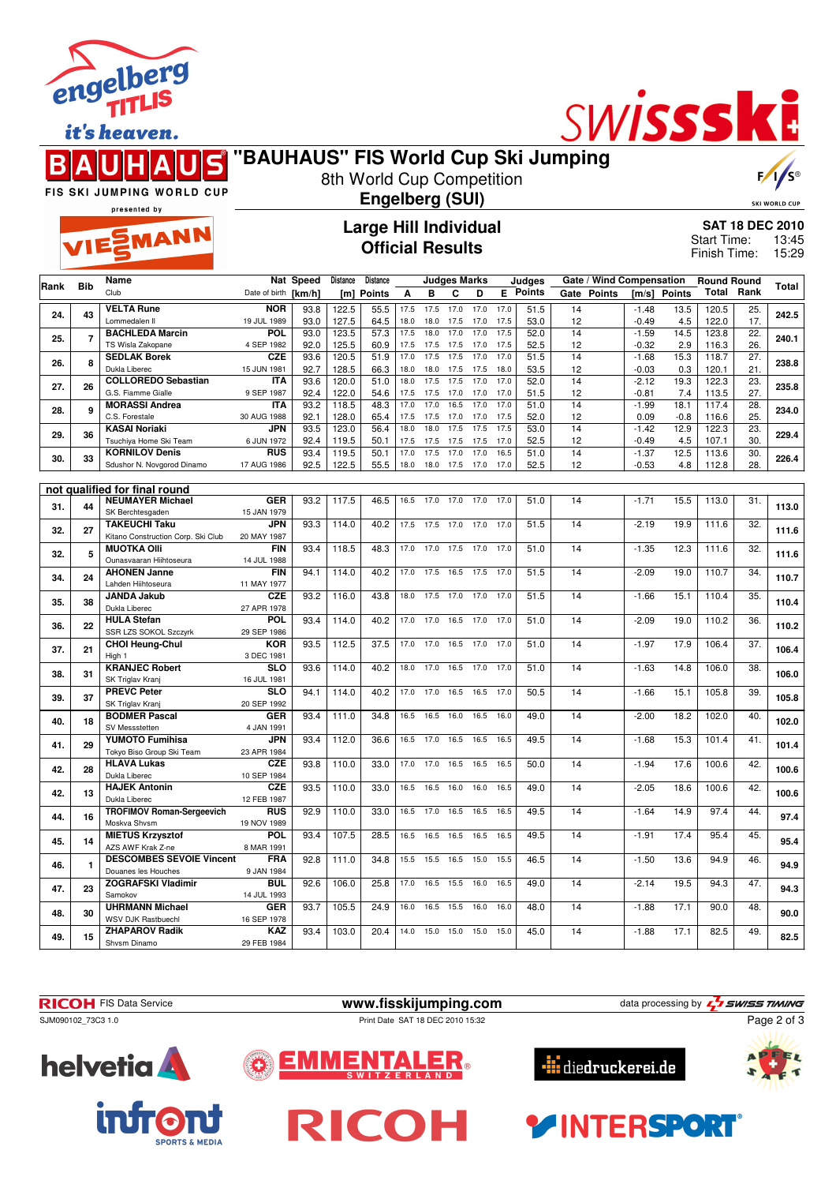# "BAUHAUS" FIS World Cup Ski Jumping

8th World Cup Competition

**Engelberg (SUI)**

## Large Hill Individual
## Official Results

**SAT 18 DEC 2010**
Start Time: 13:45
Finish Time: 15:29

| Rank | Bib | Name / Club | Nat / Date of birth | Speed [km/h] | Distance [m] | Distance Points | A | B | C | D | E | Judges Points | Gate | Gate Points | Wind [m/s] | Wind Points | Round Total | Round Rank | Total |
|---|---|---|---|---|---|---|---|---|---|---|---|---|---|---|---|---|---|---|---|
| 24. | 43 | **VELTA Rune** Lommedalen Il | NOR 19 JUL 1989 | 93.8 | 122.5 | 55.5 | 17.5 | 17.5 | 17.0 | 17.0 | 17.0 | 51.5 | 14 | | -1.48 | 13.5 | 120.5 | 25. | 242.5 |
| | | | | 93.0 | 127.5 | 64.5 | 18.0 | 18.0 | 17.5 | 17.0 | 17.5 | 53.0 | 12 | | -0.49 | 4.5 | 122.0 | 17. | |
| 25. | 7 | **BACHLEDA Marcin** TS Wisla Zakopane | POL 4 SEP 1982 | 93.0 | 123.5 | 57.3 | 17.5 | 18.0 | 17.0 | 17.0 | 17.5 | 52.0 | 14 | | -1.59 | 14.5 | 123.8 | 22. | 240.1 |
| | | | | 92.0 | 125.5 | 60.9 | 17.5 | 17.5 | 17.5 | 17.5 | 17.5 | 52.5 | 12 | | -0.32 | 2.9 | 116.3 | 26. | |
| 26. | 8 | **SEDLAK Borek** Dukla Liberec | CZE 15 JUN 1981 | 93.6 | 120.5 | 51.9 | 17.0 | 17.5 | 17.5 | 17.0 | 17.0 | 51.5 | 14 | | -1.68 | 15.3 | 118.7 | 27. | 238.8 |
| | | | | 92.7 | 128.5 | 66.3 | 18.0 | 18.0 | 17.5 | 17.5 | 18.0 | 53.5 | 12 | | -0.03 | 0.3 | 120.1 | 21. | |
| 27. | 26 | **COLLOREDO Sebastian** G.S. Fiamme Gialle | ITA 9 SEP 1987 | 93.6 | 120.0 | 51.0 | 18.0 | 17.5 | 17.5 | 17.0 | 17.0 | 52.0 | 14 | | -2.12 | 19.3 | 122.3 | 23. | 235.8 |
| | | | | 92.4 | 122.0 | 54.6 | 17.5 | 17.5 | 17.0 | 17.0 | 17.0 | 51.5 | 12 | | -0.81 | 7.4 | 113.5 | 27. | |
| 28. | 9 | **MORASSI Andrea** C.S. Forestale | ITA 30 AUG 1988 | 93.2 | 118.5 | 48.3 | 17.0 | 17.0 | 16.5 | 17.0 | 17.0 | 51.0 | 14 | | -1.99 | 18.1 | 117.4 | 28. | 234.0 |
| | | | | 92.1 | 128.0 | 65.4 | 17.5 | 17.5 | 17.0 | 17.0 | 17.5 | 52.0 | 12 | | 0.09 | -0.8 | 116.6 | 25. | |
| 29. | 36 | **KASAI Noriaki** Tsuchiya Home Ski Team | JPN 6 JUN 1972 | 93.5 | 123.0 | 56.4 | 18.0 | 18.0 | 17.5 | 17.5 | 17.5 | 53.0 | 14 | | -1.42 | 12.9 | 122.3 | 23. | 229.4 |
| | | | | 92.4 | 119.5 | 50.1 | 17.5 | 17.5 | 17.5 | 17.5 | 17.0 | 52.5 | 12 | | -0.49 | 4.5 | 107.1 | 30. | |
| 30. | 33 | **KORNILOV Denis** Sdushor N. Novgorod Dinamo | RUS 17 AUG 1986 | 93.4 | 119.5 | 50.1 | 17.0 | 17.5 | 17.0 | 17.0 | 16.5 | 51.0 | 14 | | -1.37 | 12.5 | 113.6 | 30. | 226.4 |
| | | | | 92.5 | 122.5 | 55.5 | 18.0 | 18.0 | 17.5 | 17.0 | 17.0 | 52.5 | 12 | | -0.53 | 4.8 | 112.8 | 28. | |

**not qualified for final round**

| Rank | Bib | Name / Club | Nat / Date of birth | Speed [km/h] | Distance [m] | Distance Points | A | B | C | D | E | Judges Points | Gate | Gate Points | Wind [m/s] | Wind Points | Round Total | Round Rank | Total |
|---|---|---|---|---|---|---|---|---|---|---|---|---|---|---|---|---|---|---|---|
| 31. | 44 | **NEUMAYER Michael** SK Berchtesgaden | GER 15 JAN 1979 | 93.2 | 117.5 | 46.5 | 16.5 | 17.0 | 17.0 | 17.0 | 17.0 | 51.0 | 14 | | -1.71 | 15.5 | 113.0 | 31. | 113.0 |
| 32. | 27 | **TAKEUCHI Taku** Kitano Construction Corp. Ski Club | JPN 20 MAY 1987 | 93.3 | 114.0 | 40.2 | 17.5 | 17.5 | 17.0 | 17.0 | 17.0 | 51.5 | 14 | | -2.19 | 19.9 | 111.6 | 32. | 111.6 |
| 32. | 5 | **MUOTKA Olli** Ounasvaaran Hiihtoseura | FIN 14 JUL 1988 | 93.4 | 118.5 | 48.3 | 17.0 | 17.0 | 17.5 | 17.0 | 17.0 | 51.0 | 14 | | -1.35 | 12.3 | 111.6 | 32. | 111.6 |
| 34. | 24 | **AHONEN Janne** Lahden Hiihtoseura | FIN 11 MAY 1977 | 94.1 | 114.0 | 40.2 | 17.0 | 17.5 | 16.5 | 17.5 | 17.0 | 51.5 | 14 | | -2.09 | 19.0 | 110.7 | 34. | 110.7 |
| 35. | 38 | **JANDA Jakub** Dukla Liberec | CZE 27 APR 1978 | 93.2 | 116.0 | 43.8 | 18.0 | 17.5 | 17.0 | 17.0 | 17.0 | 51.5 | 14 | | -1.66 | 15.1 | 110.4 | 35. | 110.4 |
| 36. | 22 | **HULA Stefan** SSR LZS SOKOL Szczyrk | POL 29 SEP 1986 | 93.4 | 114.0 | 40.2 | 17.0 | 17.0 | 16.5 | 17.0 | 17.0 | 51.0 | 14 | | -2.09 | 19.0 | 110.2 | 36. | 110.2 |
| 37. | 21 | **CHOI Heung-Chul** High 1 | KOR 3 DEC 1981 | 93.5 | 112.5 | 37.5 | 17.0 | 17.0 | 16.5 | 17.0 | 17.0 | 51.0 | 14 | | -1.97 | 17.9 | 106.4 | 37. | 106.4 |
| 38. | 31 | **KRANJEC Robert** SK Triglav Kranj | SLO 16 JUL 1981 | 93.6 | 114.0 | 40.2 | 18.0 | 17.0 | 16.5 | 17.0 | 17.0 | 51.0 | 14 | | -1.63 | 14.8 | 106.0 | 38. | 106.0 |
| 39. | 37 | **PREVC Peter** SK Triglav Kranj | SLO 20 SEP 1992 | 94.1 | 114.0 | 40.2 | 17.0 | 17.0 | 16.5 | 16.5 | 17.0 | 50.5 | 14 | | -1.66 | 15.1 | 105.8 | 39. | 105.8 |
| 40. | 18 | **BODMER Pascal** SV Messstetten | GER 4 JAN 1991 | 93.4 | 111.0 | 34.8 | 16.5 | 16.5 | 16.0 | 16.5 | 16.0 | 49.0 | 14 | | -2.00 | 18.2 | 102.0 | 40. | 102.0 |
| 41. | 29 | **YUMOTO Fumihisa** Tokyo Biso Group Ski Team | JPN 23 APR 1984 | 93.4 | 112.0 | 36.6 | 16.5 | 17.0 | 16.5 | 16.5 | 16.5 | 49.5 | 14 | | -1.68 | 15.3 | 101.4 | 41. | 101.4 |
| 42. | 28 | **HLAVA Lukas** Dukla Liberec | CZE 10 SEP 1984 | 93.8 | 110.0 | 33.0 | 17.0 | 17.0 | 16.5 | 16.5 | 16.5 | 50.0 | 14 | | -1.94 | 17.6 | 100.6 | 42. | 100.6 |
| 42. | 13 | **HAJEK Antonin** Dukla Liberec | CZE 12 FEB 1987 | 93.5 | 110.0 | 33.0 | 16.5 | 16.5 | 16.0 | 16.0 | 16.5 | 49.0 | 14 | | -2.05 | 18.6 | 100.6 | 42. | 100.6 |
| 44. | 16 | **TROFIMOV Roman-Sergeevich** Moskva Shvsm | RUS 19 NOV 1989 | 92.9 | 110.0 | 33.0 | 16.5 | 17.0 | 16.5 | 16.5 | 16.5 | 49.5 | 14 | | -1.64 | 14.9 | 97.4 | 44. | 97.4 |
| 45. | 14 | **MIETUS Krzysztof** AZS AWF Krak Z-ne | POL 8 MAR 1991 | 93.4 | 107.5 | 28.5 | 16.5 | 16.5 | 16.5 | 16.5 | 16.5 | 49.5 | 14 | | -1.91 | 17.4 | 95.4 | 45. | 95.4 |
| 46. | 1 | **DESCOMBES SEVOIE Vincent** Douanes les Houches | FRA 9 JAN 1984 | 92.8 | 111.0 | 34.8 | 15.5 | 15.5 | 16.5 | 15.0 | 15.5 | 46.5 | 14 | | -1.50 | 13.6 | 94.9 | 46. | 94.9 |
| 47. | 23 | **ZOGRAFSKI Vladimir** Samokov | BUL 14 JUL 1993 | 92.6 | 106.0 | 25.8 | 17.0 | 16.5 | 15.5 | 16.0 | 16.5 | 49.0 | 14 | | -2.14 | 19.5 | 94.3 | 47. | 94.3 |
| 48. | 30 | **UHRMANN Michael** WSV DJK Rastbuechl | GER 16 SEP 1978 | 93.7 | 105.5 | 24.9 | 16.0 | 16.5 | 15.5 | 16.0 | 16.0 | 48.0 | 14 | | -1.88 | 17.1 | 90.0 | 48. | 90.0 |
| 49. | 15 | **ZHAPAROV Radik** Shvsm Dinamo | KAZ 29 FEB 1984 | 93.4 | 103.0 | 20.4 | 14.0 | 15.0 | 15.0 | 15.0 | 15.0 | 45.0 | 14 | | -1.88 | 17.1 | 82.5 | 49. | 82.5 |

RICOH FIS Data Service — www.fisskijumping.com — data processing by SWISS TIMING

SJM090102_73C3 1.0 — Print Date SAT 18 DEC 2010 15:32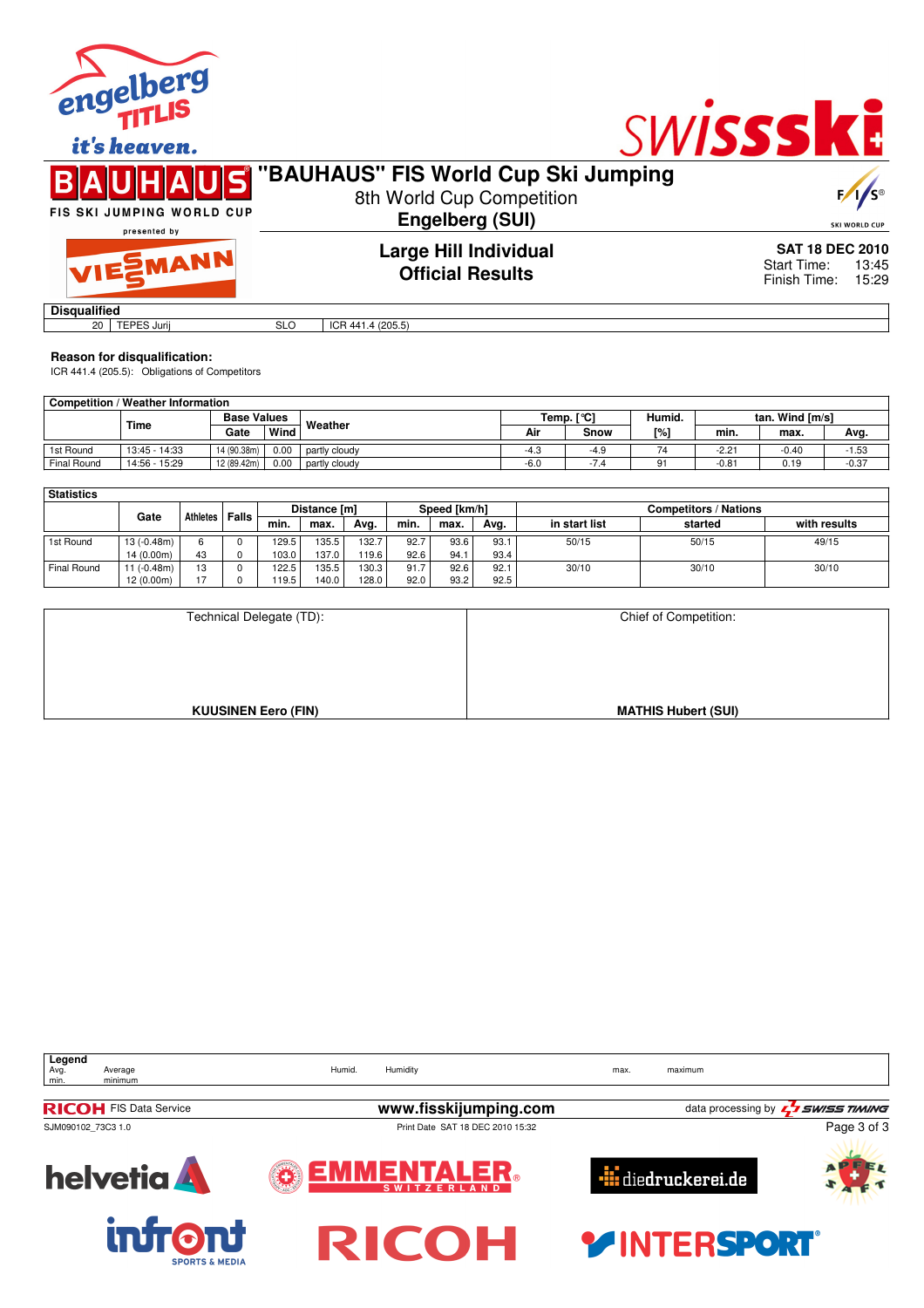# "BAUHAUS" FIS World Cup Ski Jumping

8th World Cup Competition

**Engelberg (SUI)**

FIS SKI JUMPING WORLD CUP presented by VIESSMANN

## Large Hill Individual
## Official Results

**SAT 18 DEC 2010**
Start Time: 13:45
Finish Time: 15:29

**Disqualified**

| | | | |
|---|---|---|---|
| 20 | TEPES Jurij | SLO | ICR 441.4 (205.5) |

**Reason for disqualification:**
ICR 441.4 (205.5): Obligations of Competitors

**Competition / Weather Information**

| | Time | Base Values | | Weather | Temp. [°C] | | Humid. | tan. Wind [m/s] | | |
|---|---|---|---|---|---|---|---|---|---|---|
| | | Gate | Wind | | Air | Snow | [%] | min. | max. | Avg. |
| 1st Round | 13:45 - 14:33 | 14 (90.38m) | 0.00 | partly cloudy | -4.3 | -4.9 | 74 | -2.21 | -0.40 | -1.53 |
| Final Round | 14:56 - 15:29 | 12 (89.42m) | 0.00 | partly cloudy | -6.0 | -7.4 | 91 | -0.81 | 0.19 | -0.37 |

**Statistics**

| | Gate | Athletes | Falls | Distance [m] | | | Speed [km/h] | | | Competitors / Nations | | |
|---|---|---|---|---|---|---|---|---|---|---|---|---|
| | | | | min. | max. | Avg. | min. | max. | Avg. | in start list | started | with results |
| 1st Round | 13 (-0.48m) | 6 | 0 | 129.5 | 135.5 | 132.7 | 92.7 | 93.6 | 93.1 | 50/15 | 50/15 | 49/15 |
| | 14 (0.00m) | 43 | 0 | 103.0 | 137.0 | 119.6 | 92.6 | 94.1 | 93.4 | | | |
| Final Round | 11 (-0.48m) | 13 | 0 | 122.5 | 135.5 | 130.3 | 91.7 | 92.6 | 92.1 | 30/10 | 30/10 | 30/10 |
| | 12 (0.00m) | 17 | 0 | 119.5 | 140.0 | 128.0 | 92.0 | 93.2 | 92.5 | | | |

| Technical Delegate (TD): | Chief of Competition: |
|---|---|
| **KUUSINEN Eero (FIN)** | **MATHIS Hubert (SUI)** |

**Legend**

| | | | | | |
|---|---|---|---|---|---|
| Avg. | Average | Humid. | Humidity | max. | maximum |
| min. | minimum | | | | |

RICOH FIS Data Service — www.fisskijumping.com — data processing by SWISS TIMING

SJM090102_73C3 1.0 — Print Date SAT 18 DEC 2010 15:32